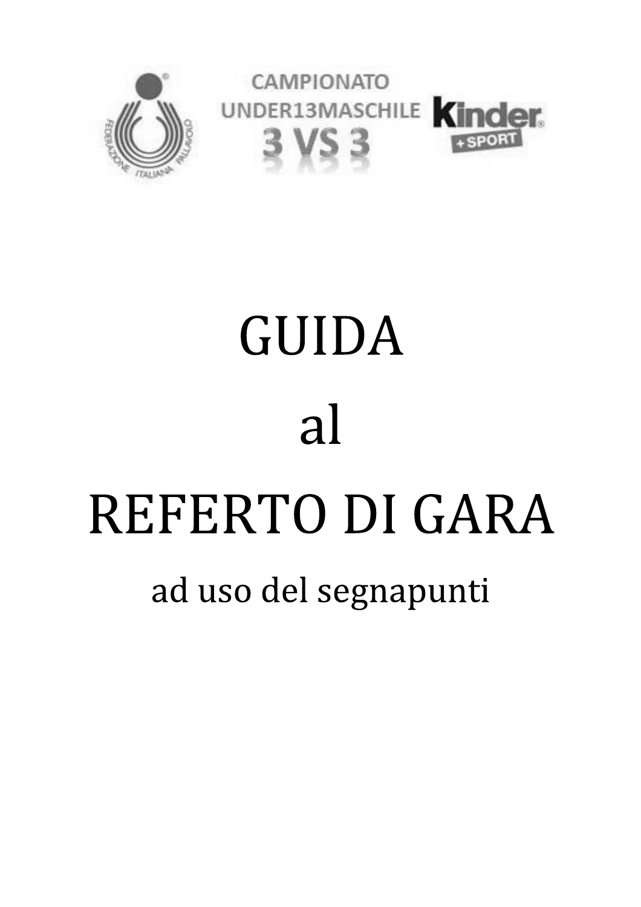CAMPIONATO
UNDER13MASCHILE
3 VS 3

# GUIDA

# al

# REFERTO DI GARA

## ad uso del segnapunti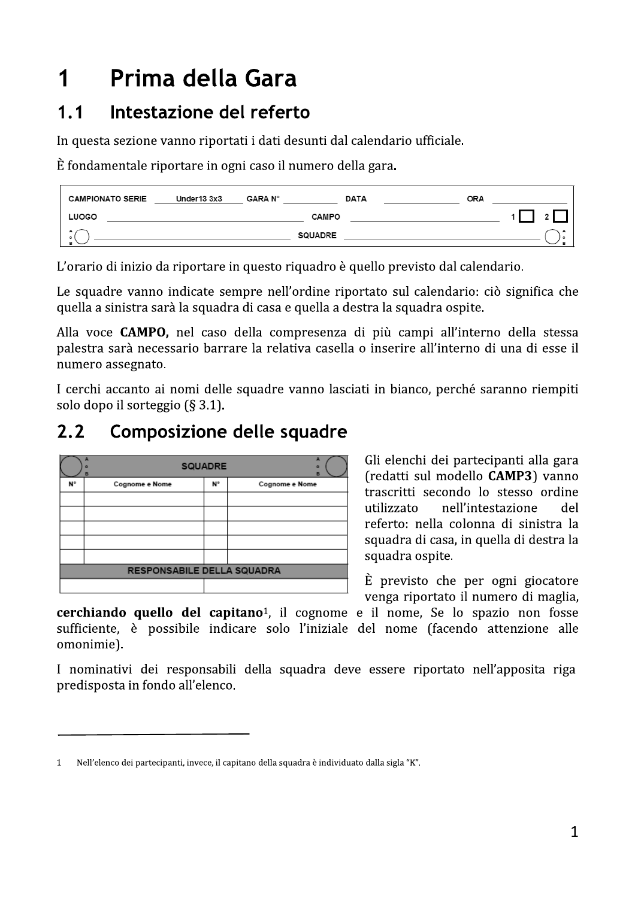# 1 Prima della Gara

## 1.1 Intestazione del referto

In questa sezione vanno riportati i dati desunti dal calendario ufficiale.

È fondamentale riportare in ogni caso il numero della gara.

| CAMPIONATO SERIE | Under13 3x3 | GARA N° | | DATA | | ORA | |
|---|---|---|---|---|---|---|---|
| LUOGO | | | | CAMPO | | 1 ☐ | 2 ☐ |
| A o B ◯ | | | | SQUADRE | | | ◯ A o B |

L'orario di inizio da riportare in questo riquadro è quello previsto dal calendario.

Le squadre vanno indicate sempre nell'ordine riportato sul calendario: ciò significa che quella a sinistra sarà la squadra di casa e quella a destra la squadra ospite.

Alla voce **CAMPO,** nel caso della compresenza di più campi all'interno della stessa palestra sarà necessario barrare la relativa casella o inserire all'interno di una di esse il numero assegnato.

I cerchi accanto ai nomi delle squadre vanno lasciati in bianco, perché saranno riempiti solo dopo il sorteggio (§ 3.1).

## 2.2 Composizione delle squadre

| ◯ A o B | SQUADRE | | A o B ◯ |
|---|---|---|---|
| N° | Cognome e Nome | N° | Cognome e Nome |
| | | | |
| | | | |
| | | | |
| | | | |
| | | | |
| RESPONSABILE DELLA SQUADRA | | | |
| | | | |

Gli elenchi dei partecipanti alla gara (redatti sul modello **CAMP3**) vanno trascritti secondo lo stesso ordine utilizzato nell'intestazione del referto: nella colonna di sinistra la squadra di casa, in quella di destra la squadra ospite.

È previsto che per ogni giocatore venga riportato il numero di maglia, **cerchiando quello del capitano**[1], il cognome e il nome, Se lo spazio non fosse sufficiente, è possibile indicare solo l'iniziale del nome (facendo attenzione alle omonimie).

I nominativi dei responsabili della squadra deve essere riportato nell'apposita riga predisposta in fondo all'elenco.

---

1 Nell'elenco dei partecipanti, invece, il capitano della squadra è individuato dalla sigla "K".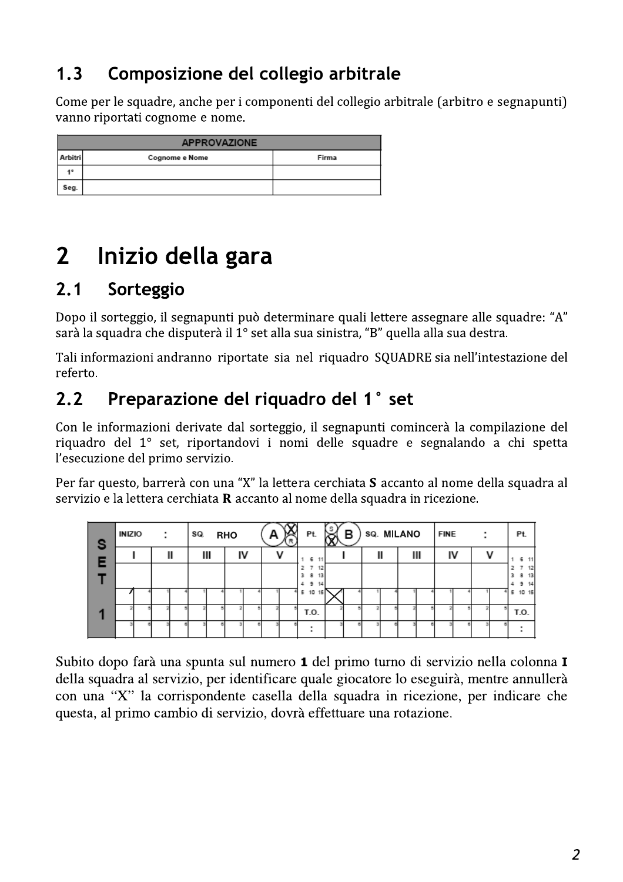## 1.3 Composizione del collegio arbitrale

Come per le squadre, anche per i componenti del collegio arbitrale (arbitro e segnapunti) vanno riportati cognome e nome.

| APPROVAZIONE | | |
|---|---|---|
| Arbitri | Cognome e Nome | Firma |
| 1° | | |
| Seg. | | |

# 2 Inizio della gara

## 2.1 Sorteggio

Dopo il sorteggio, il segnapunti può determinare quali lettere assegnare alle squadre: "A" sarà la squadra che disputerà il 1° set alla sua sinistra, "B" quella alla sua destra.

Tali informazioni andranno riportate sia nel riquadro SQUADRE sia nell'intestazione del referto.

## 2.2 Preparazione del riquadro del 1° set

Con le informazioni derivate dal sorteggio, il segnapunti comincerà la compilazione del riquadro del 1° set, riportandovi i nomi delle squadre e segnalando a chi spetta l'esecuzione del primo servizio.

Per far questo, barrerà con una "X" la lettera cerchiata **S** accanto al nome della squadra al servizio e la lettera cerchiata **R** accanto al nome della squadra in ricezione.

| SET 1 | INIZIO : | SQ. RHO | A (S ☒) (R) | | | Pt. | (S) (R ☒) B | SQ. MILANO | FINE : | | | Pt. |
|---|---|---|---|---|---|---|---|---|---|---|---|---|
| | I | II | III | IV | V | 1 6 11 / 2 7 12 / 3 8 13 / 4 9 14 / 5 10 15 | I | II | III | IV | V | 1 6 11 / 2 7 12 / 3 8 13 / 4 9 14 / 5 10 15 |
| | 1 (✓) 4 | 1 4 | 1 4 | 1 4 | 1 4 | | ☒ 4 | 1 4 | 1 4 | 1 4 | 1 4 | |
| | 2 5 | 2 5 | 2 5 | 2 5 | 2 5 | T.O. | 2 5 | 2 5 | 2 5 | 2 5 | 2 5 | T.O. |
| | 3 6 | 3 6 | 3 6 | 3 6 | 3 6 | : | 3 6 | 3 6 | 3 6 | 3 6 | 3 6 | : |

Subito dopo farà una spunta sul numero **1** del primo turno di servizio nella colonna **I** della squadra al servizio, per identificare quale giocatore lo eseguirà, mentre annullerà con una "X" la corrispondente casella della squadra in ricezione, per indicare che questa, al primo cambio di servizio, dovrà effettuare una rotazione.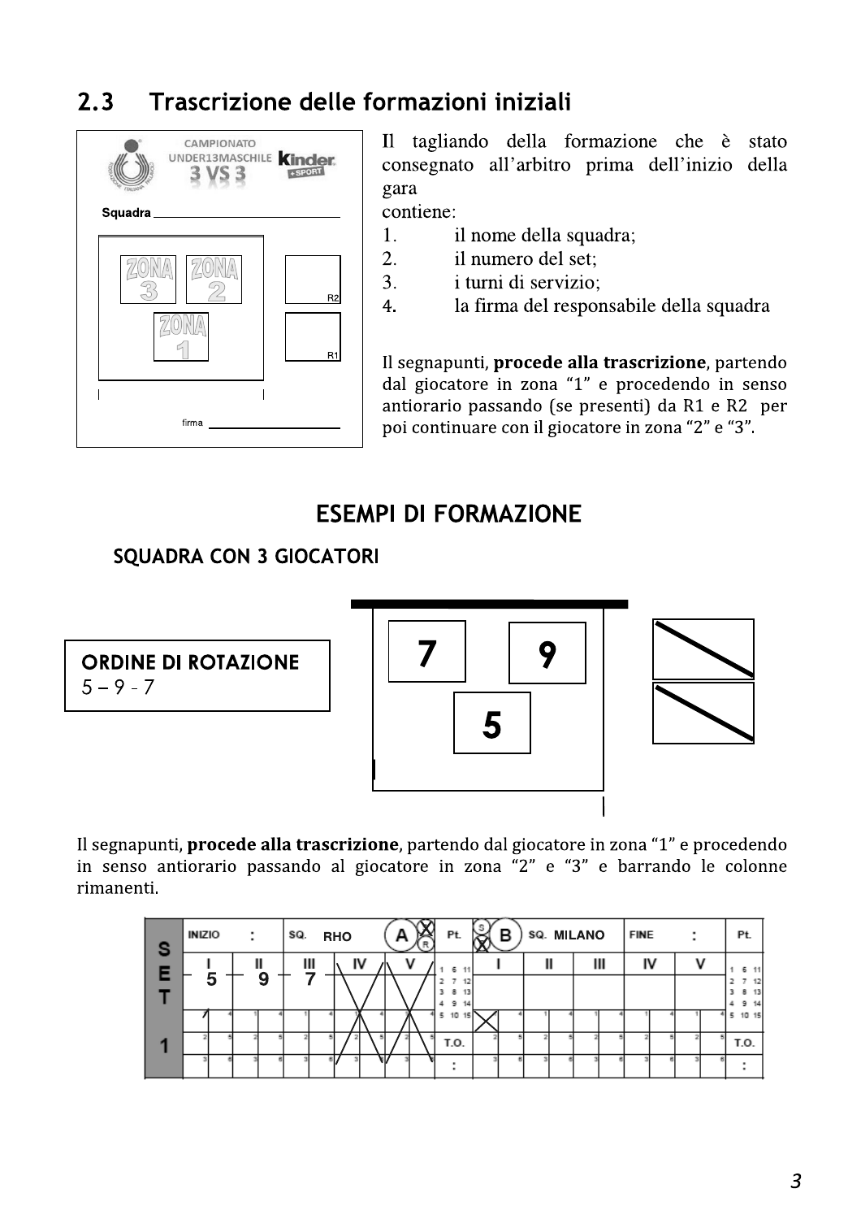## 2.3 Trascrizione delle formazioni iniziali

Il tagliando della formazione che è stato consegnato all'arbitro prima dell'inizio della gara

contiene:

1. il nome della squadra;
2. il numero del set;
3. i turni di servizio;
4. la firma del responsabile della squadra

Il segnapunti, **procede alla trascrizione**, partendo dal giocatore in zona "1" e procedendo in senso antiorario passando (se presenti) da R1 e R2 per poi continuare con il giocatore in zona "2" e "3".

### ESEMPI DI FORMAZIONE

#### SQUADRA CON 3 GIOCATORI

**ORDINE DI ROTAZIONE**
5 – 9 - 7

Il segnapunti, **procede alla trascrizione**, partendo dal giocatore in zona "1" e procedendo in senso antiorario passando al giocatore in zona "2" e "3" e barrando le colonne rimanenti.

| SET 1 | INIZIO : | SQ. RHO (A) | | | | Pt. | (B) | SQ. MILANO | | FINE : | | Pt. |
|---|---|---|---|---|---|---|---|---|---|---|---|---|
| | I | II | III | IV | V | | I | II | III | IV | V | |
| | 5 | 9 | 7 | X | X | | | | | | | |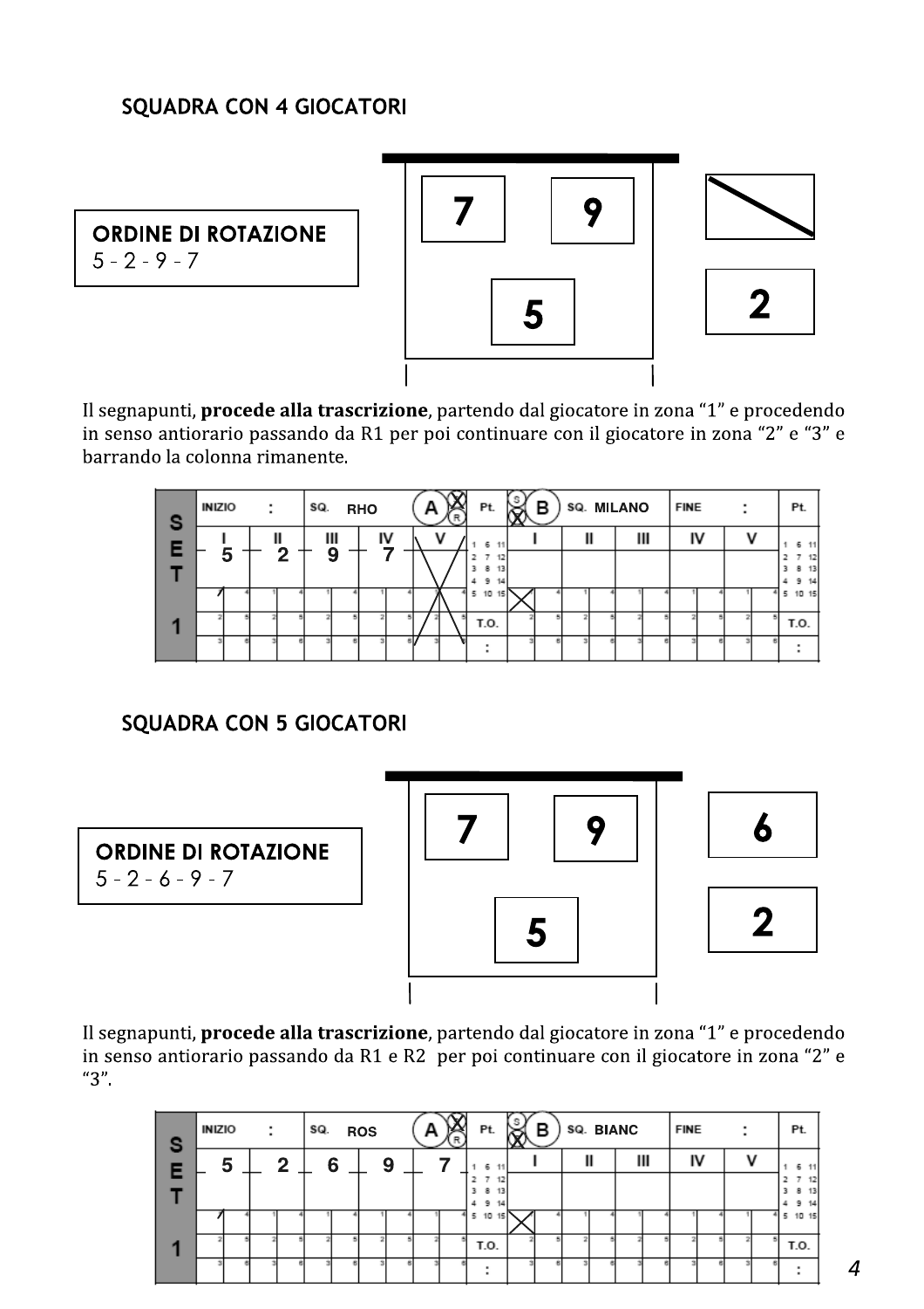### SQUADRA CON 4 GIOCATORI

**ORDINE DI ROTAZIONE**
5 - 2 - 9 - 7

| 7 | 9 |
|---|---|
| | 5 |

Panchina: 2

Il segnapunti, **procede alla trascrizione**, partendo dal giocatore in zona "1" e procedendo in senso antiorario passando da R1 per poi continuare con il giocatore in zona "2" e "3" e barrando la colonna rimanente.

| SET 1 | INIZIO : | | SQ. RHO | | A | Pt. | B | SQ. MILANO | | FINE : | | Pt. |
|---|---|---|---|---|---|---|---|---|---|---|---|---|
| | I | II | III | IV | V | | I | II | III | IV | V | |
| | 5 | 2 | 9 | 7 | X | | | | | | | |

### SQUADRA CON 5 GIOCATORI

**ORDINE DI ROTAZIONE**
5 - 2 - 6 - 9 - 7

| 7 | 9 |
|---|---|
| | 5 |

Panchina: 6, 2

Il segnapunti, **procede alla trascrizione**, partendo dal giocatore in zona "1" e procedendo in senso antiorario passando da R1 e R2 per poi continuare con il giocatore in zona "2" e "3".

| SET 1 | INIZIO : | | SQ. ROS | | A | Pt. | B | SQ. BIANC | | FINE : | | Pt. |
|---|---|---|---|---|---|---|---|---|---|---|---|---|
| | 5 | 2 | 6 | 9 | 7 | | I | II | III | IV | V | |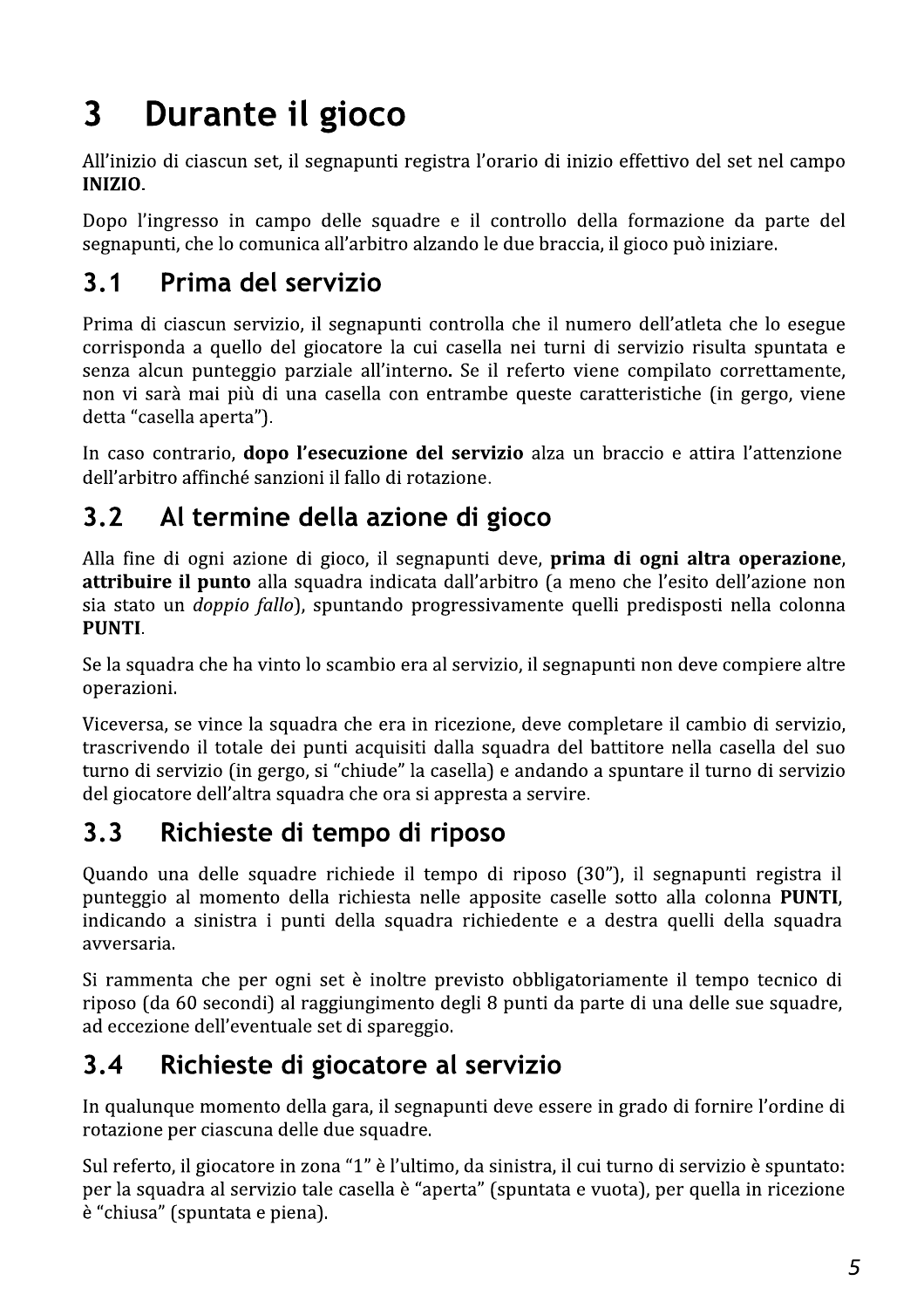# 3 Durante il gioco

All'inizio di ciascun set, il segnapunti registra l'orario di inizio effettivo del set nel campo **INIZIO**.

Dopo l'ingresso in campo delle squadre e il controllo della formazione da parte del segnapunti, che lo comunica all'arbitro alzando le due braccia, il gioco può iniziare.

## 3.1 Prima del servizio

Prima di ciascun servizio, il segnapunti controlla che il numero dell'atleta che lo esegue corrisponda a quello del giocatore la cui casella nei turni di servizio risulta spuntata e senza alcun punteggio parziale all'interno. Se il referto viene compilato correttamente, non vi sarà mai più di una casella con entrambe queste caratteristiche (in gergo, viene detta "casella aperta").

In caso contrario, **dopo l'esecuzione del servizio** alza un braccio e attira l'attenzione dell'arbitro affinché sanzioni il fallo di rotazione.

## 3.2 Al termine della azione di gioco

Alla fine di ogni azione di gioco, il segnapunti deve, **prima di ogni altra operazione**, **attribuire il punto** alla squadra indicata dall'arbitro (a meno che l'esito dell'azione non sia stato un *doppio fallo*), spuntando progressivamente quelli predisposti nella colonna **PUNTI**.

Se la squadra che ha vinto lo scambio era al servizio, il segnapunti non deve compiere altre operazioni.

Viceversa, se vince la squadra che era in ricezione, deve completare il cambio di servizio, trascrivendo il totale dei punti acquisiti dalla squadra del battitore nella casella del suo turno di servizio (in gergo, si "chiude" la casella) e andando a spuntare il turno di servizio del giocatore dell'altra squadra che ora si appresta a servire.

## 3.3 Richieste di tempo di riposo

Quando una delle squadre richiede il tempo di riposo (30"), il segnapunti registra il punteggio al momento della richiesta nelle apposite caselle sotto alla colonna **PUNTI**, indicando a sinistra i punti della squadra richiedente e a destra quelli della squadra avversaria.

Si rammenta che per ogni set è inoltre previsto obbligatoriamente il tempo tecnico di riposo (da 60 secondi) al raggiungimento degli 8 punti da parte di una delle sue squadre, ad eccezione dell'eventuale set di spareggio.

## 3.4 Richieste di giocatore al servizio

In qualunque momento della gara, il segnapunti deve essere in grado di fornire l'ordine di rotazione per ciascuna delle due squadre.

Sul referto, il giocatore in zona "1" è l'ultimo, da sinistra, il cui turno di servizio è spuntato: per la squadra al servizio tale casella è "aperta" (spuntata e vuota), per quella in ricezione è "chiusa" (spuntata e piena).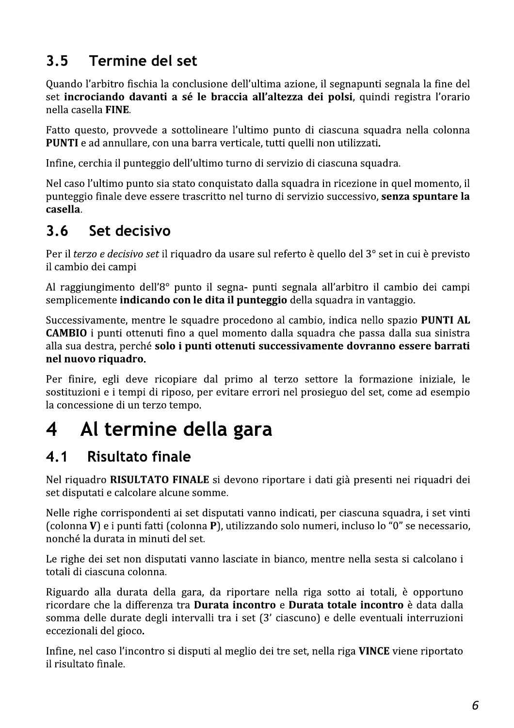## 3.5 Termine del set

Quando l'arbitro fischia la conclusione dell'ultima azione, il segnapunti segnala la fine del set **incrociando davanti a sé le braccia all'altezza dei polsi**, quindi registra l'orario nella casella **FINE**.

Fatto questo, provvede a sottolineare l'ultimo punto di ciascuna squadra nella colonna **PUNTI** e ad annullare, con una barra verticale, tutti quelli non utilizzati**.**

Infine, cerchia il punteggio dell'ultimo turno di servizio di ciascuna squadra.

Nel caso l'ultimo punto sia stato conquistato dalla squadra in ricezione in quel momento, il punteggio finale deve essere trascritto nel turno di servizio successivo, **senza spuntare la casella**.

## 3.6 Set decisivo

Per il *terzo e decisivo set* il riquadro da usare sul referto è quello del 3° set in cui è previsto il cambio dei campi

Al raggiungimento dell'8° punto il segna- punti segnala all'arbitro il cambio dei campi semplicemente **indicando con le dita il punteggio** della squadra in vantaggio.

Successivamente, mentre le squadre procedono al cambio, indica nello spazio **PUNTI AL CAMBIO** i punti ottenuti fino a quel momento dalla squadra che passa dalla sua sinistra alla sua destra, perché **solo i punti ottenuti successivamente dovranno essere barrati nel nuovo riquadro.**

Per finire, egli deve ricopiare dal primo al terzo settore la formazione iniziale, le sostituzioni e i tempi di riposo, per evitare errori nel prosieguo del set, come ad esempio la concessione di un terzo tempo.

# 4 Al termine della gara

## 4.1 Risultato finale

Nel riquadro **RISULTATO FINALE** si devono riportare i dati già presenti nei riquadri dei set disputati e calcolare alcune somme.

Nelle righe corrispondenti ai set disputati vanno indicati, per ciascuna squadra, i set vinti (colonna **V**) e i punti fatti (colonna **P**), utilizzando solo numeri, incluso lo "0" se necessario, nonché la durata in minuti del set.

Le righe dei set non disputati vanno lasciate in bianco, mentre nella sesta si calcolano i totali di ciascuna colonna.

Riguardo alla durata della gara, da riportare nella riga sotto ai totali, è opportuno ricordare che la differenza tra **Durata incontro** e **Durata totale incontro** è data dalla somma delle durate degli intervalli tra i set (3' ciascuno) e delle eventuali interruzioni eccezionali del gioco**.**

Infine, nel caso l'incontro si disputi al meglio dei tre set, nella riga **VINCE** viene riportato il risultato finale.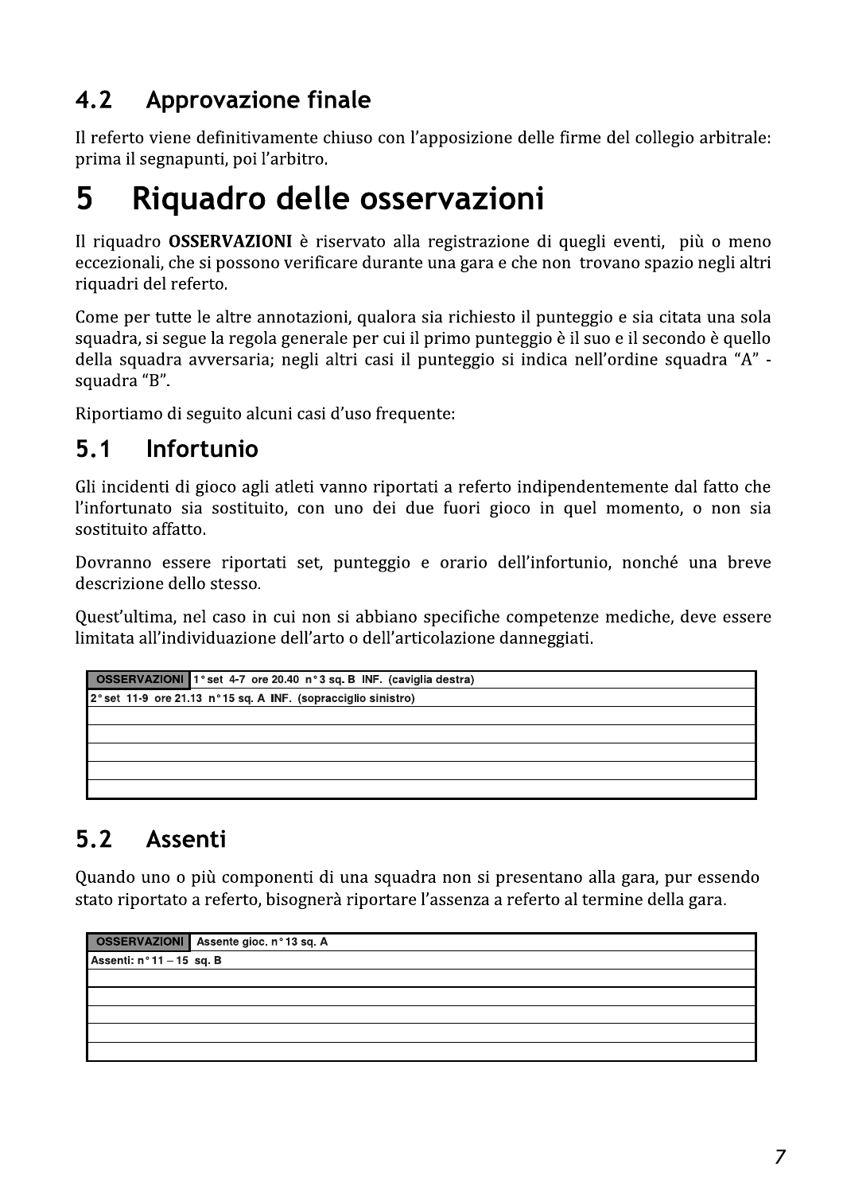## 4.2 Approvazione finale

Il referto viene definitivamente chiuso con l'apposizione delle firme del collegio arbitrale: prima il segnapunti, poi l'arbitro.

# 5 Riquadro delle osservazioni

Il riquadro **OSSERVAZIONI** è riservato alla registrazione di quegli eventi, più o meno eccezionali, che si possono verificare durante una gara e che non trovano spazio negli altri riquadri del referto.

Come per tutte le altre annotazioni, qualora sia richiesto il punteggio e sia citata una sola squadra, si segue la regola generale per cui il primo punteggio è il suo e il secondo è quello della squadra avversaria; negli altri casi il punteggio si indica nell'ordine squadra "A" - squadra "B".

Riportiamo di seguito alcuni casi d'uso frequente:

## 5.1 Infortunio

Gli incidenti di gioco agli atleti vanno riportati a referto indipendentemente dal fatto che l'infortunato sia sostituito, con uno dei due fuori gioco in quel momento, o non sia sostituito affatto.

Dovranno essere riportati set, punteggio e orario dell'infortunio, nonché una breve descrizione dello stesso.

Quest'ultima, nel caso in cui non si abbiano specifiche competenze mediche, deve essere limitata all'individuazione dell'arto o dell'articolazione danneggiati.

| OSSERVAZIONI | 1° set 4-7 ore 20.40 n° 3 sq. B INF. (caviglia destra) |
|---|---|
| 2° set 11-9 ore 21.13 n° 15 sq. A INF. (sopracciglio sinistro) | |
| | |
| | |
| | |
| | |
| | |

## 5.2 Assenti

Quando uno o più componenti di una squadra non si presentano alla gara, pur essendo stato riportato a referto, bisognerà riportare l'assenza a referto al termine della gara.

| OSSERVAZIONI | Assente gioc. n° 13 sq. A |
|---|---|
| Assenti: n° 11 – 15 sq. B | |
| | |
| | |
| | |
| | |
| | |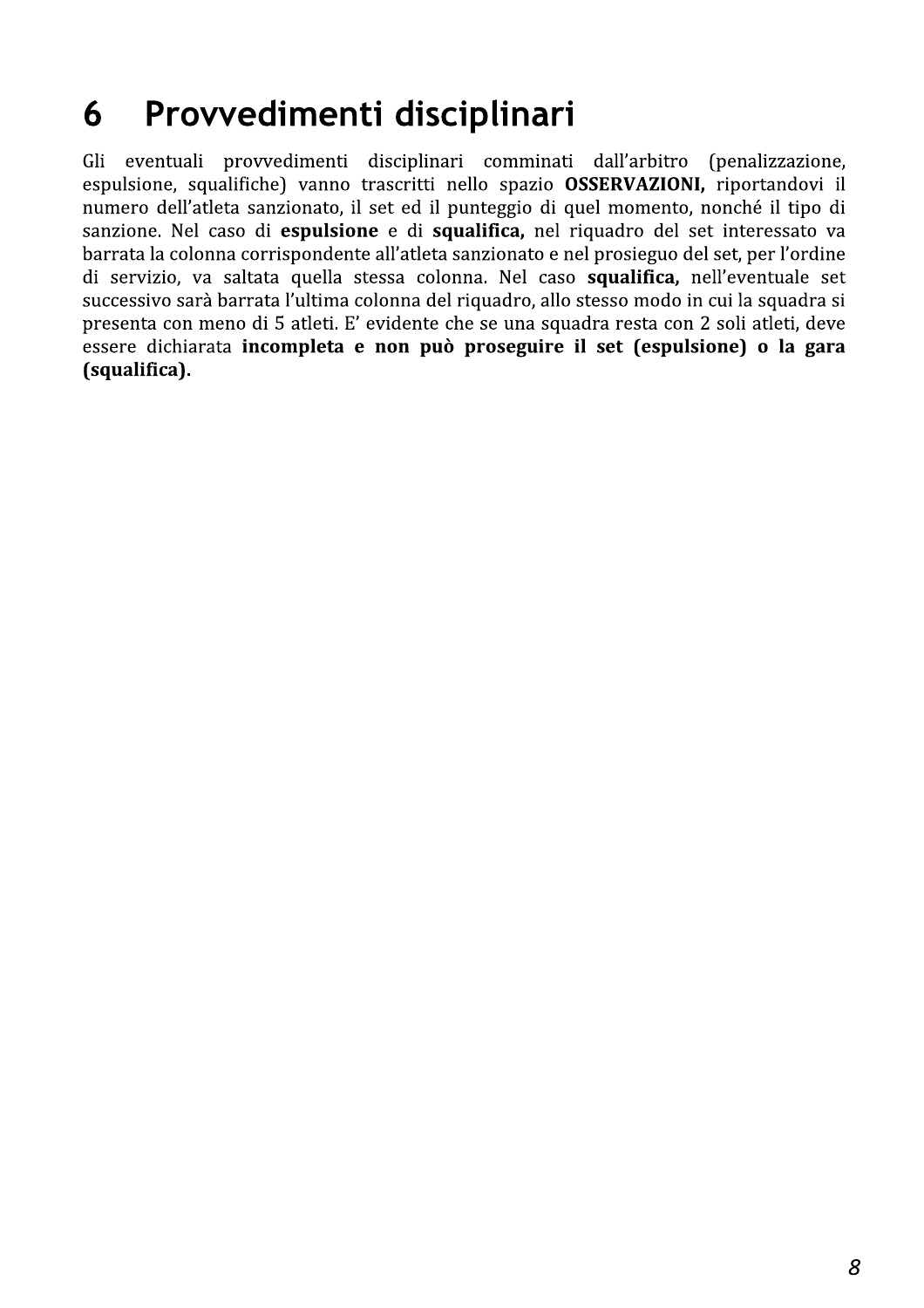# 6 Provvedimenti disciplinari

Gli eventuali provvedimenti disciplinari comminati dall'arbitro (penalizzazione, espulsione, squalifiche) vanno trascritti nello spazio **OSSERVAZIONI,** riportandovi il numero dell'atleta sanzionato, il set ed il punteggio di quel momento, nonché il tipo di sanzione. Nel caso di **espulsione** e di **squalifica,** nel riquadro del set interessato va barrata la colonna corrispondente all'atleta sanzionato e nel prosieguo del set, per l'ordine di servizio, va saltata quella stessa colonna. Nel caso **squalifica,** nell'eventuale set successivo sarà barrata l'ultima colonna del riquadro, allo stesso modo in cui la squadra si presenta con meno di 5 atleti. E' evidente che se una squadra resta con 2 soli atleti, deve essere dichiarata **incompleta e non può proseguire il set (espulsione) o la gara (squalifica).**